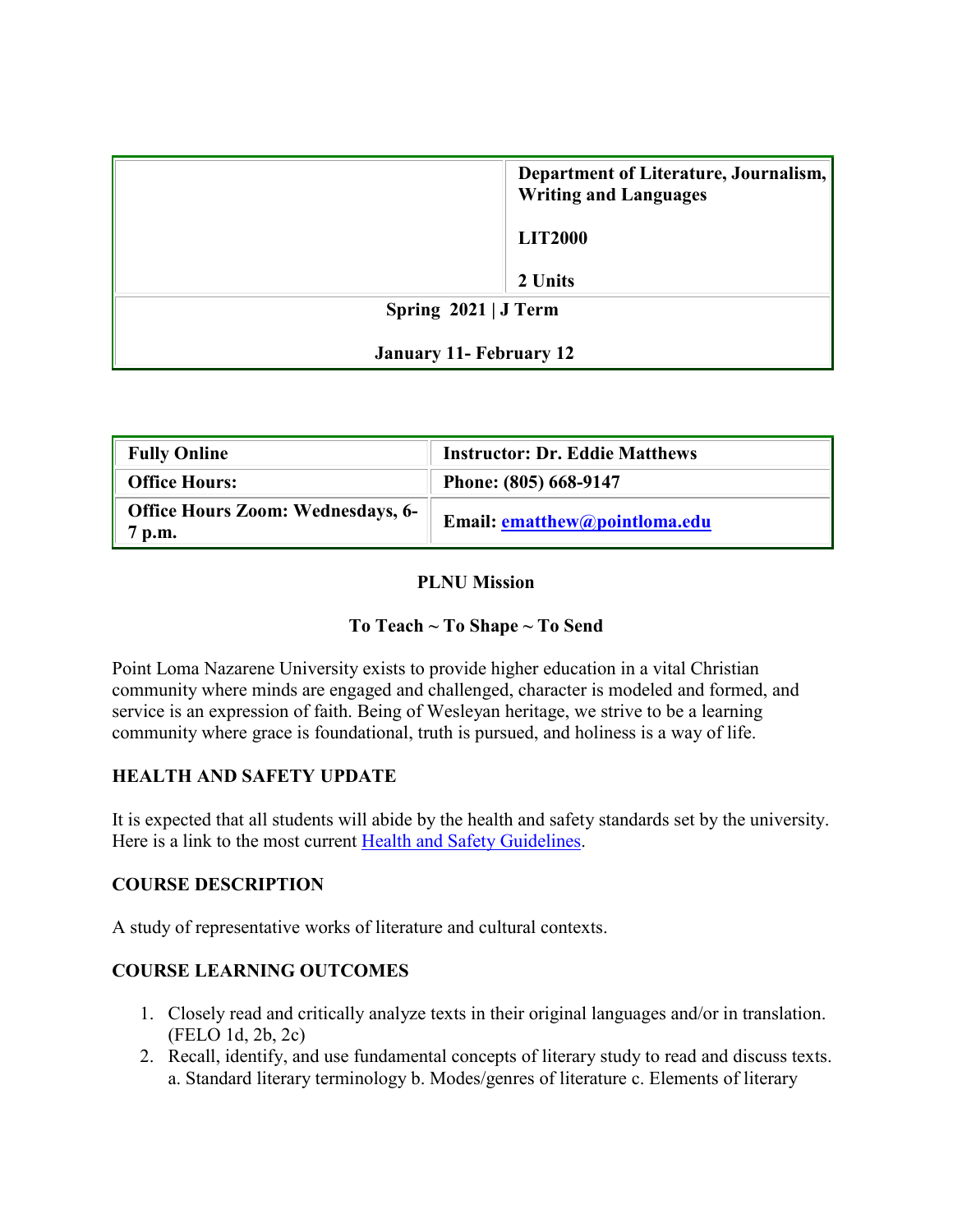| | Department of Literature, Journalism, Writing and Languages<br><br>LIT2000<br><br>2 Units |
|---|---|
| Spring 2021 \| J Term<br><br>January 11- February 12 | |

| Fully Online | Instructor: Dr. Eddie Matthews |
|---|---|
| Office Hours: | Phone: (805) 668-9147 |
| Office Hours Zoom: Wednesdays, 6-7 p.m. | Email: [ematthew@pointloma.edu](mailto:ematthew@pointloma.edu) |

**PLNU Mission**

**To Teach ~ To Shape ~ To Send**

Point Loma Nazarene University exists to provide higher education in a vital Christian community where minds are engaged and challenged, character is modeled and formed, and service is an expression of faith. Being of Wesleyan heritage, we strive to be a learning community where grace is foundational, truth is pursued, and holiness is a way of life.

## HEALTH AND SAFETY UPDATE

It is expected that all students will abide by the health and safety standards set by the university. Here is a link to the most current Health and Safety Guidelines.

## COURSE DESCRIPTION

A study of representative works of literature and cultural contexts.

## COURSE LEARNING OUTCOMES

1. Closely read and critically analyze texts in their original languages and/or in translation. (FELO 1d, 2b, 2c)
2. Recall, identify, and use fundamental concepts of literary study to read and discuss texts. a. Standard literary terminology b. Modes/genres of literature c. Elements of literary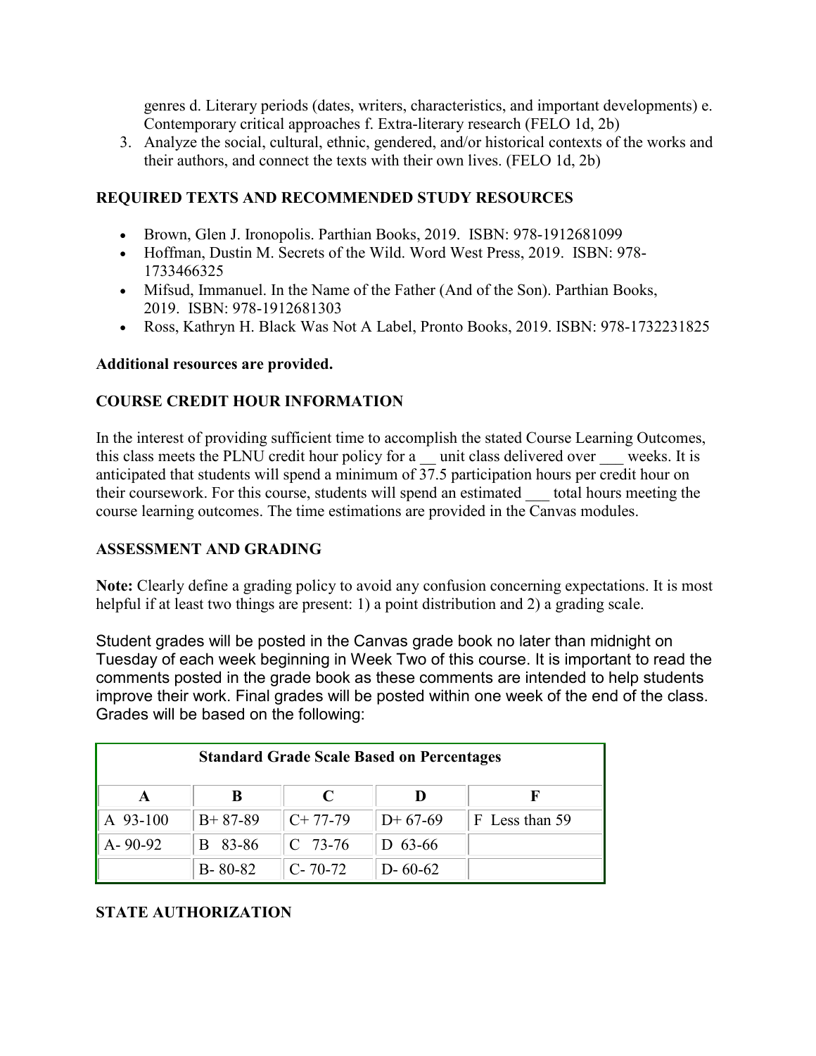genres d. Literary periods (dates, writers, characteristics, and important developments) e. Contemporary critical approaches f. Extra-literary research (FELO 1d, 2b)

3. Analyze the social, cultural, ethnic, gendered, and/or historical contexts of the works and their authors, and connect the texts with their own lives. (FELO 1d, 2b)

## REQUIRED TEXTS AND RECOMMENDED STUDY RESOURCES

- Brown, Glen J. Ironopolis. Parthian Books, 2019. ISBN: 978-1912681099
- Hoffman, Dustin M. Secrets of the Wild. Word West Press, 2019. ISBN: 978-1733466325
- Mifsud, Immanuel. In the Name of the Father (And of the Son). Parthian Books, 2019. ISBN: 978-1912681303
- Ross, Kathryn H. Black Was Not A Label, Pronto Books, 2019. ISBN: 978-1732231825

**Additional resources are provided.**

## COURSE CREDIT HOUR INFORMATION

In the interest of providing sufficient time to accomplish the stated Course Learning Outcomes, this class meets the PLNU credit hour policy for a __ unit class delivered over ___ weeks. It is anticipated that students will spend a minimum of 37.5 participation hours per credit hour on their coursework. For this course, students will spend an estimated ___ total hours meeting the course learning outcomes. The time estimations are provided in the Canvas modules.

## ASSESSMENT AND GRADING

**Note:** Clearly define a grading policy to avoid any confusion concerning expectations. It is most helpful if at least two things are present: 1) a point distribution and 2) a grading scale.

Student grades will be posted in the Canvas grade book no later than midnight on Tuesday of each week beginning in Week Two of this course. It is important to read the comments posted in the grade book as these comments are intended to help students improve their work. Final grades will be posted within one week of the end of the class. Grades will be based on the following:

| **Standard Grade Scale Based on Percentages** | | | | |
|---|---|---|---|---|
| **A** | **B** | **C** | **D** | **F** |
| A 93-100 | B+ 87-89 | C+ 77-79 | D+ 67-69 | F Less than 59 |
| A- 90-92 | B 83-86 | C 73-76 | D 63-66 | |
| | B- 80-82 | C- 70-72 | D- 60-62 | |

## STATE AUTHORIZATION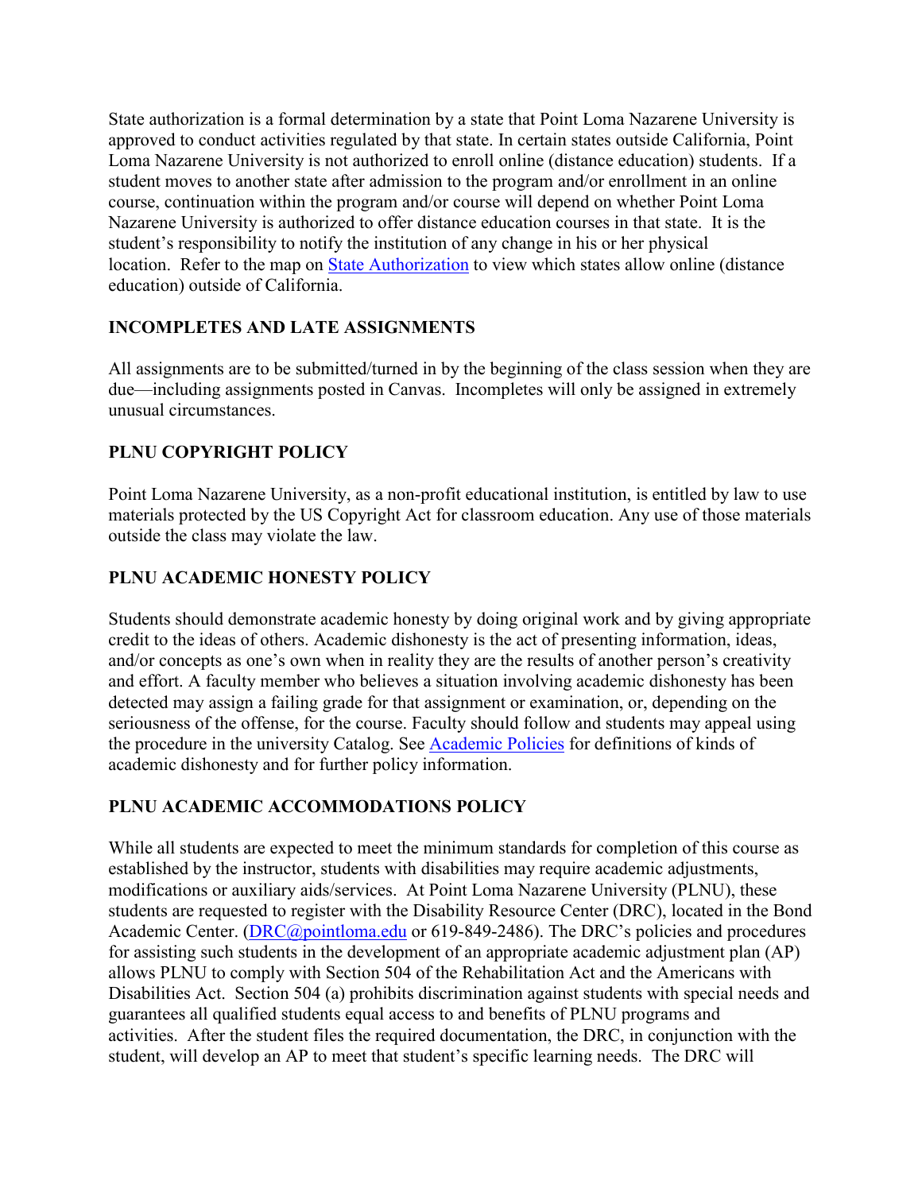State authorization is a formal determination by a state that Point Loma Nazarene University is approved to conduct activities regulated by that state. In certain states outside California, Point Loma Nazarene University is not authorized to enroll online (distance education) students. If a student moves to another state after admission to the program and/or enrollment in an online course, continuation within the program and/or course will depend on whether Point Loma Nazarene University is authorized to offer distance education courses in that state. It is the student's responsibility to notify the institution of any change in his or her physical location. Refer to the map on [State Authorization] to view which states allow online (distance education) outside of California.

### INCOMPLETES AND LATE ASSIGNMENTS

All assignments are to be submitted/turned in by the beginning of the class session when they are due—including assignments posted in Canvas. Incompletes will only be assigned in extremely unusual circumstances.

### PLNU COPYRIGHT POLICY

Point Loma Nazarene University, as a non-profit educational institution, is entitled by law to use materials protected by the US Copyright Act for classroom education. Any use of those materials outside the class may violate the law.

### PLNU ACADEMIC HONESTY POLICY

Students should demonstrate academic honesty by doing original work and by giving appropriate credit to the ideas of others. Academic dishonesty is the act of presenting information, ideas, and/or concepts as one's own when in reality they are the results of another person's creativity and effort. A faculty member who believes a situation involving academic dishonesty has been detected may assign a failing grade for that assignment or examination, or, depending on the seriousness of the offense, for the course. Faculty should follow and students may appeal using the procedure in the university Catalog. See [Academic Policies] for definitions of kinds of academic dishonesty and for further policy information.

### PLNU ACADEMIC ACCOMMODATIONS POLICY

While all students are expected to meet the minimum standards for completion of this course as established by the instructor, students with disabilities may require academic adjustments, modifications or auxiliary aids/services. At Point Loma Nazarene University (PLNU), these students are requested to register with the Disability Resource Center (DRC), located in the Bond Academic Center. (DRC@pointloma.edu or 619-849-2486). The DRC's policies and procedures for assisting such students in the development of an appropriate academic adjustment plan (AP) allows PLNU to comply with Section 504 of the Rehabilitation Act and the Americans with Disabilities Act. Section 504 (a) prohibits discrimination against students with special needs and guarantees all qualified students equal access to and benefits of PLNU programs and activities. After the student files the required documentation, the DRC, in conjunction with the student, will develop an AP to meet that student's specific learning needs. The DRC will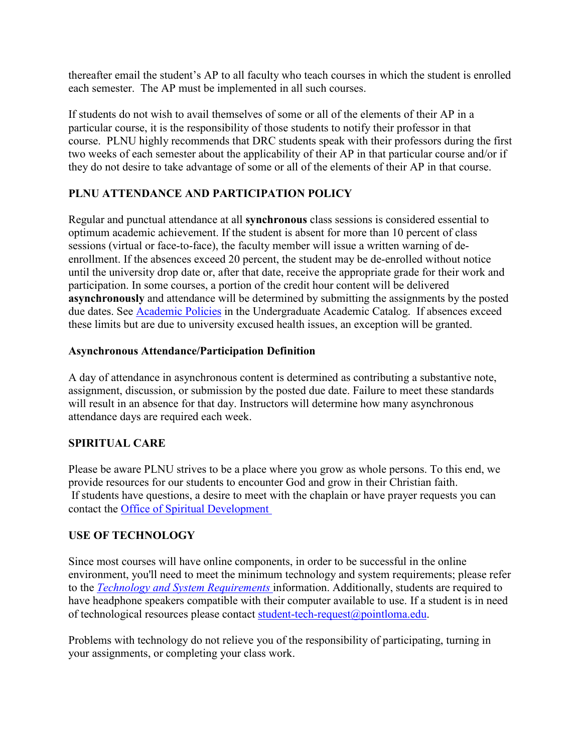thereafter email the student's AP to all faculty who teach courses in which the student is enrolled each semester. The AP must be implemented in all such courses.

If students do not wish to avail themselves of some or all of the elements of their AP in a particular course, it is the responsibility of those students to notify their professor in that course. PLNU highly recommends that DRC students speak with their professors during the first two weeks of each semester about the applicability of their AP in that particular course and/or if they do not desire to take advantage of some or all of the elements of their AP in that course.

## PLNU ATTENDANCE AND PARTICIPATION POLICY

Regular and punctual attendance at all **synchronous** class sessions is considered essential to optimum academic achievement. If the student is absent for more than 10 percent of class sessions (virtual or face-to-face), the faculty member will issue a written warning of de-enrollment. If the absences exceed 20 percent, the student may be de-enrolled without notice until the university drop date or, after that date, receive the appropriate grade for their work and participation. In some courses, a portion of the credit hour content will be delivered **asynchronously** and attendance will be determined by submitting the assignments by the posted due dates. See Academic Policies in the Undergraduate Academic Catalog. If absences exceed these limits but are due to university excused health issues, an exception will be granted.

### Asynchronous Attendance/Participation Definition

A day of attendance in asynchronous content is determined as contributing a substantive note, assignment, discussion, or submission by the posted due date. Failure to meet these standards will result in an absence for that day. Instructors will determine how many asynchronous attendance days are required each week.

## SPIRITUAL CARE

Please be aware PLNU strives to be a place where you grow as whole persons. To this end, we provide resources for our students to encounter God and grow in their Christian faith. If students have questions, a desire to meet with the chaplain or have prayer requests you can contact the Office of Spiritual Development

## USE OF TECHNOLOGY

Since most courses will have online components, in order to be successful in the online environment, you'll need to meet the minimum technology and system requirements; please refer to the *Technology and System Requirements* information. Additionally, students are required to have headphone speakers compatible with their computer available to use. If a student is in need of technological resources please contact student-tech-request@pointloma.edu.

Problems with technology do not relieve you of the responsibility of participating, turning in your assignments, or completing your class work.